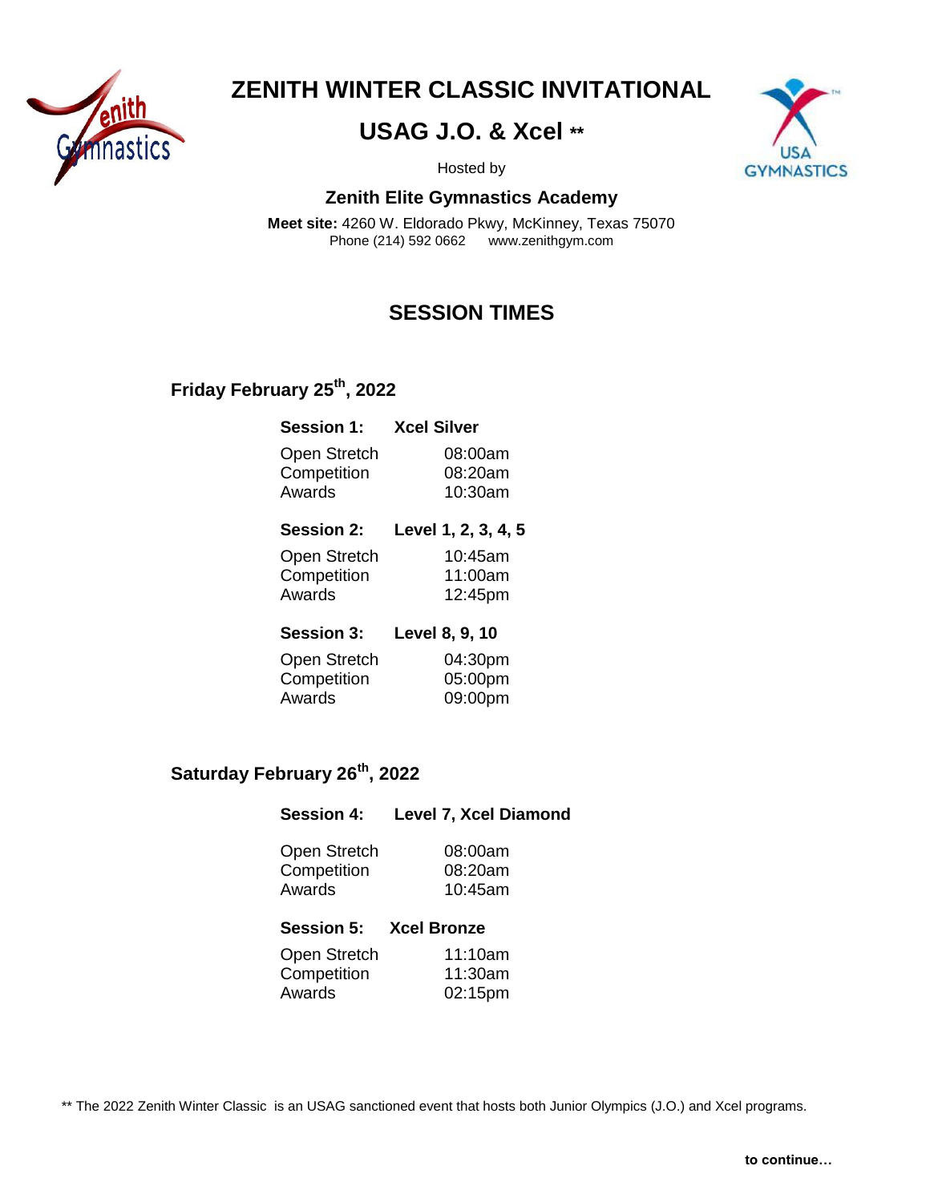# ZENITH WINTER CLASSIC INVITATIONAL

## USAG J.O. & Xcel **

Hosted by

**Zenith Elite Gymnastics Academy**

**Meet site:** 4260 W. Eldorado Pkwy, McKinney, Texas 75070
Phone (214) 592 0662 www.zenithgym.com

## SESSION TIMES

### Friday February 25th, 2022

**Session 1: Xcel Silver**

| | |
|---|---|
| Open Stretch | 08:00am |
| Competition | 08:20am |
| Awards | 10:30am |

**Session 2: Level 1, 2, 3, 4, 5**

| | |
|---|---|
| Open Stretch | 10:45am |
| Competition | 11:00am |
| Awards | 12:45pm |

**Session 3: Level 8, 9, 10**

| | |
|---|---|
| Open Stretch | 04:30pm |
| Competition | 05:00pm |
| Awards | 09:00pm |

### Saturday February 26th, 2022

**Session 4: Level 7, Xcel Diamond**

| | |
|---|---|
| Open Stretch | 08:00am |
| Competition | 08:20am |
| Awards | 10:45am |

**Session 5: Xcel Bronze**

| | |
|---|---|
| Open Stretch | 11:10am |
| Competition | 11:30am |
| Awards | 02:15pm |

** The 2022 Zenith Winter Classic is an USAG sanctioned event that hosts both Junior Olympics (J.O.) and Xcel programs.

**to continue…**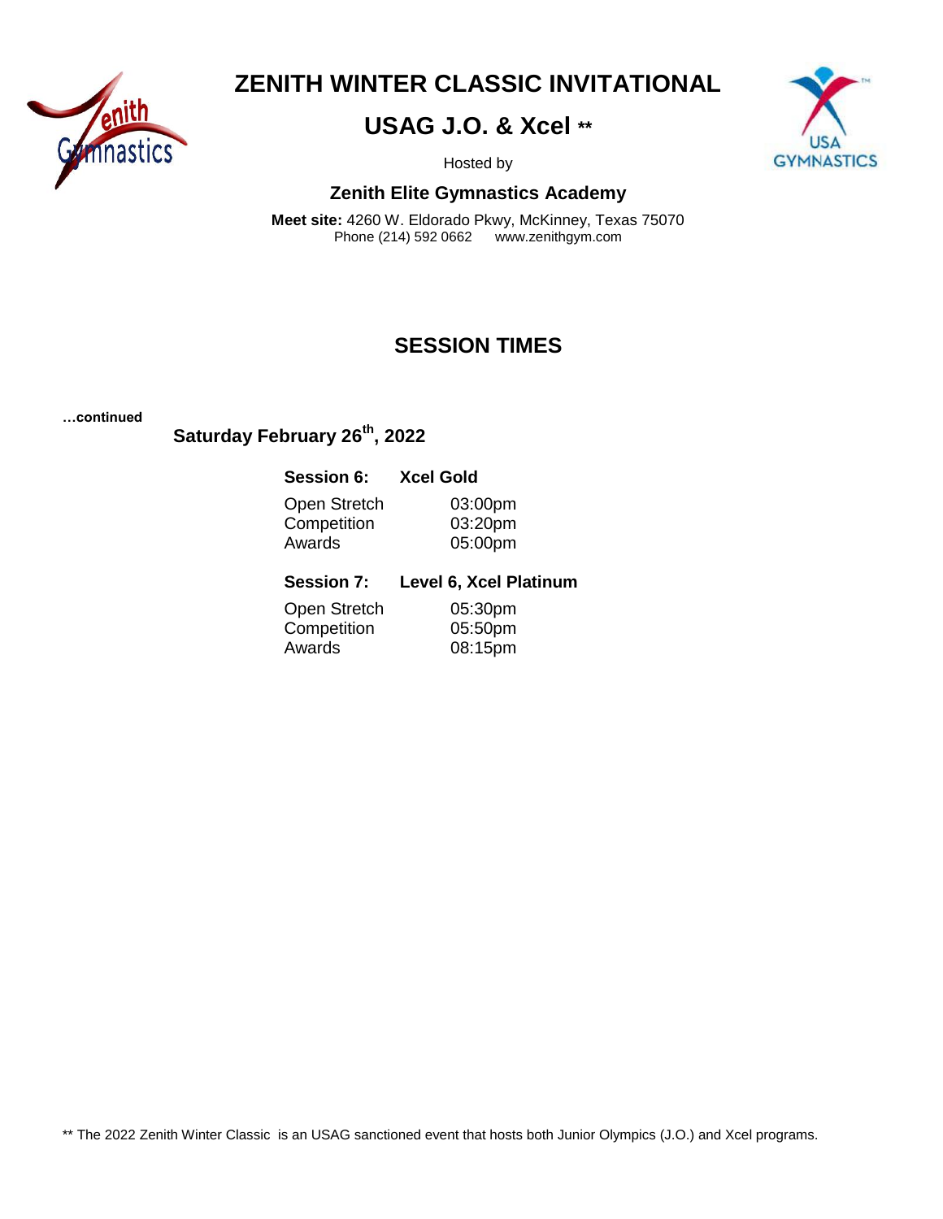# ZENITH WINTER CLASSIC INVITATIONAL

## USAG J.O. & Xcel **

Hosted by

**Zenith Elite Gymnastics Academy**

**Meet site:** 4260 W. Eldorado Pkwy, McKinney, Texas 75070
Phone (214) 592 0662 www.zenithgym.com

## SESSION TIMES

**…continued**

### Saturday February 26th, 2022

**Session 6: Xcel Gold**

| | |
|---|---|
| Open Stretch | 03:00pm |
| Competition | 03:20pm |
| Awards | 05:00pm |

**Session 7: Level 6, Xcel Platinum**

| | |
|---|---|
| Open Stretch | 05:30pm |
| Competition | 05:50pm |
| Awards | 08:15pm |

** The 2022 Zenith Winter Classic is an USAG sanctioned event that hosts both Junior Olympics (J.O.) and Xcel programs.